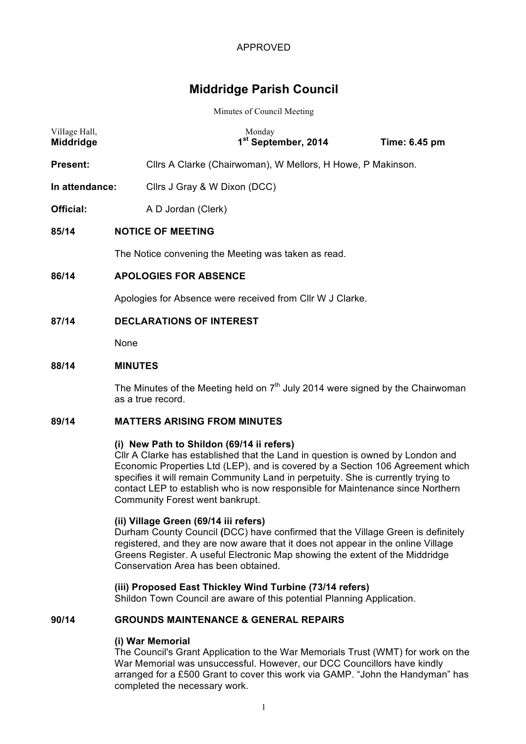APPROVED

# Middridge Parish Council

Minutes of Council Meeting

| | | |
|---|---|---|
| Village Hall, **Middridge** | Monday **1st September, 2014** | **Time: 6.45 pm** |

**Present:** Cllrs A Clarke (Chairwoman), W Mellors, H Howe, P Makinson.

**In attendance:** Cllrs J Gray & W Dixon (DCC)

**Official:** A D Jordan (Clerk)

## 85/14 NOTICE OF MEETING

The Notice convening the Meeting was taken as read.

## 86/14 APOLOGIES FOR ABSENCE

Apologies for Absence were received from Cllr W J Clarke.

## 87/14 DECLARATIONS OF INTEREST

None

## 88/14 MINUTES

The Minutes of the Meeting held on 7th July 2014 were signed by the Chairwoman as a true record.

## 89/14 MATTERS ARISING FROM MINUTES

**(i) New Path to Shildon (69/14 ii refers)**
Cllr A Clarke has established that the Land in question is owned by London and Economic Properties Ltd (LEP), and is covered by a Section 106 Agreement which specifies it will remain Community Land in perpetuity. She is currently trying to contact LEP to establish who is now responsible for Maintenance since Northern Community Forest went bankrupt.

**(ii) Village Green (69/14 iii refers)**
Durham County Council (DCC) have confirmed that the Village Green is definitely registered, and they are now aware that it does not appear in the online Village Greens Register. A useful Electronic Map showing the extent of the Middridge Conservation Area has been obtained.

**(iii) Proposed East Thickley Wind Turbine (73/14 refers)**
Shildon Town Council are aware of this potential Planning Application.

## 90/14 GROUNDS MAINTENANCE & GENERAL REPAIRS

**(i) War Memorial**
The Council's Grant Application to the War Memorials Trust (WMT) for work on the War Memorial was unsuccessful. However, our DCC Councillors have kindly arranged for a £500 Grant to cover this work via GAMP. "John the Handyman" has completed the necessary work.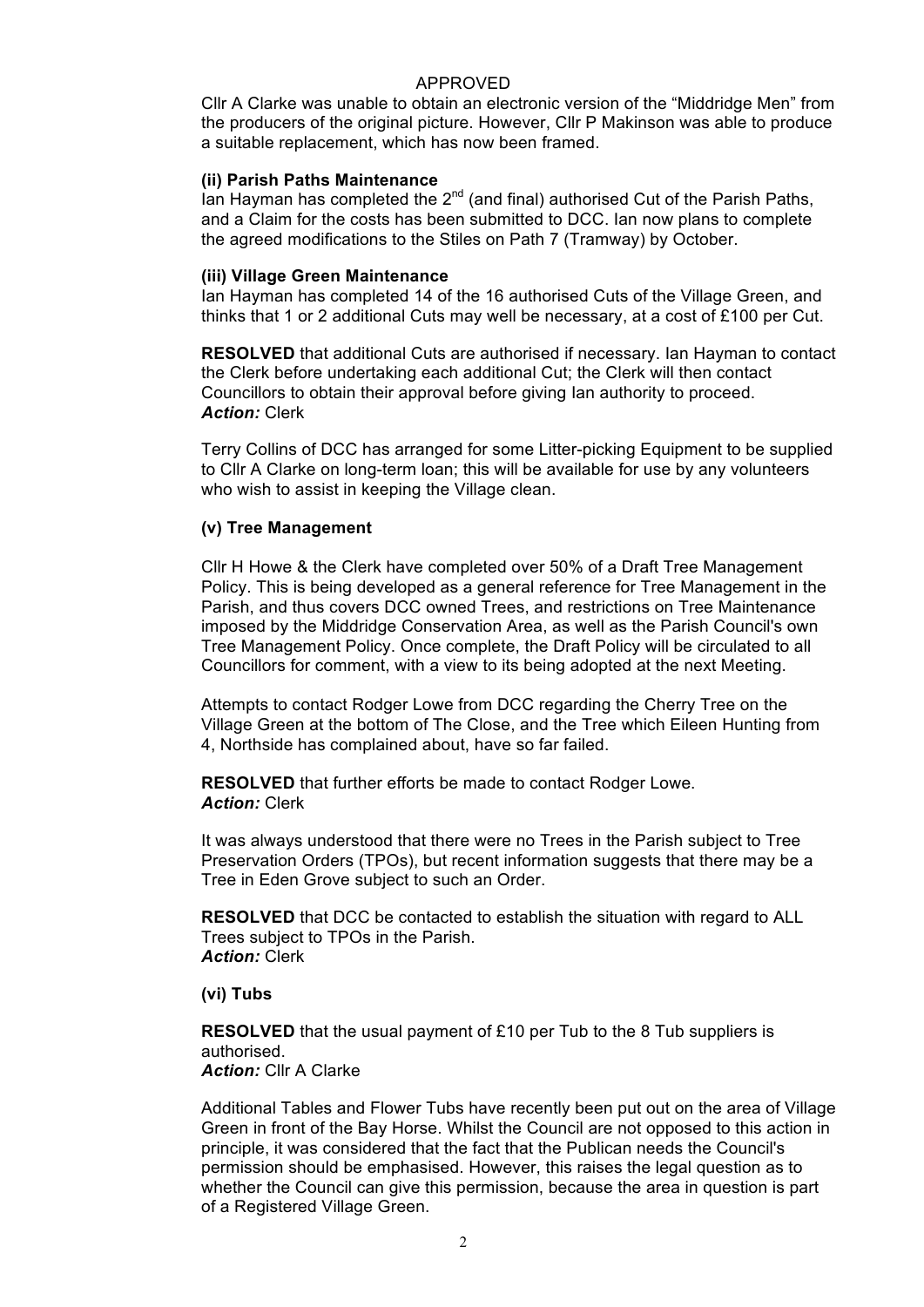APPROVED

Cllr A Clarke was unable to obtain an electronic version of the "Middridge Men" from the producers of the original picture. However, Cllr P Makinson was able to produce a suitable replacement, which has now been framed.

**(ii) Parish Paths Maintenance**

Ian Hayman has completed the 2nd (and final) authorised Cut of the Parish Paths, and a Claim for the costs has been submitted to DCC. Ian now plans to complete the agreed modifications to the Stiles on Path 7 (Tramway) by October.

**(iii) Village Green Maintenance**

Ian Hayman has completed 14 of the 16 authorised Cuts of the Village Green, and thinks that 1 or 2 additional Cuts may well be necessary, at a cost of £100 per Cut.

**RESOLVED** that additional Cuts are authorised if necessary. Ian Hayman to contact the Clerk before undertaking each additional Cut; the Clerk will then contact Councillors to obtain their approval before giving Ian authority to proceed.
***Action:*** Clerk

Terry Collins of DCC has arranged for some Litter-picking Equipment to be supplied to Cllr A Clarke on long-term loan; this will be available for use by any volunteers who wish to assist in keeping the Village clean.

**(v) Tree Management**

Cllr H Howe & the Clerk have completed over 50% of a Draft Tree Management Policy. This is being developed as a general reference for Tree Management in the Parish, and thus covers DCC owned Trees, and restrictions on Tree Maintenance imposed by the Middridge Conservation Area, as well as the Parish Council's own Tree Management Policy. Once complete, the Draft Policy will be circulated to all Councillors for comment, with a view to its being adopted at the next Meeting.

Attempts to contact Rodger Lowe from DCC regarding the Cherry Tree on the Village Green at the bottom of The Close, and the Tree which Eileen Hunting from 4, Northside has complained about, have so far failed.

**RESOLVED** that further efforts be made to contact Rodger Lowe.
***Action:*** Clerk

It was always understood that there were no Trees in the Parish subject to Tree Preservation Orders (TPOs), but recent information suggests that there may be a Tree in Eden Grove subject to such an Order.

**RESOLVED** that DCC be contacted to establish the situation with regard to ALL Trees subject to TPOs in the Parish.
***Action:*** Clerk

**(vi) Tubs**

**RESOLVED** that the usual payment of £10 per Tub to the 8 Tub suppliers is authorised.
***Action:*** Cllr A Clarke

Additional Tables and Flower Tubs have recently been put out on the area of Village Green in front of the Bay Horse. Whilst the Council are not opposed to this action in principle, it was considered that the fact that the Publican needs the Council's permission should be emphasised. However, this raises the legal question as to whether the Council can give this permission, because the area in question is part of a Registered Village Green.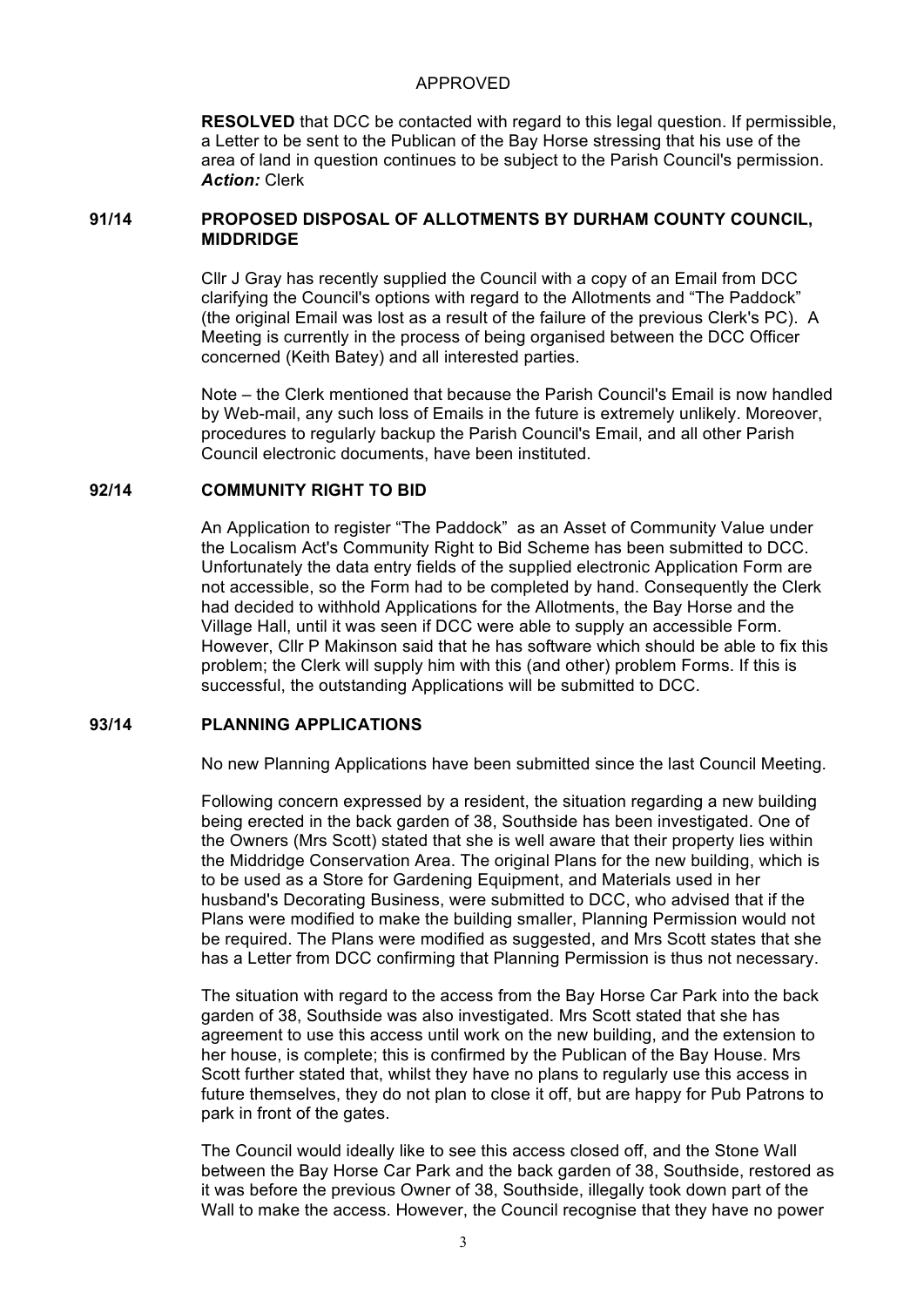APPROVED

**RESOLVED** that DCC be contacted with regard to this legal question. If permissible, a Letter to be sent to the Publican of the Bay Horse stressing that his use of the area of land in question continues to be subject to the Parish Council's permission.
***Action:*** Clerk

## 91/14 PROPOSED DISPOSAL OF ALLOTMENTS BY DURHAM COUNTY COUNCIL, MIDDRIDGE

Cllr J Gray has recently supplied the Council with a copy of an Email from DCC clarifying the Council's options with regard to the Allotments and "The Paddock" (the original Email was lost as a result of the failure of the previous Clerk's PC). A Meeting is currently in the process of being organised between the DCC Officer concerned (Keith Batey) and all interested parties.

Note – the Clerk mentioned that because the Parish Council's Email is now handled by Web-mail, any such loss of Emails in the future is extremely unlikely. Moreover, procedures to regularly backup the Parish Council's Email, and all other Parish Council electronic documents, have been instituted.

## 92/14 COMMUNITY RIGHT TO BID

An Application to register "The Paddock" as an Asset of Community Value under the Localism Act's Community Right to Bid Scheme has been submitted to DCC. Unfortunately the data entry fields of the supplied electronic Application Form are not accessible, so the Form had to be completed by hand. Consequently the Clerk had decided to withhold Applications for the Allotments, the Bay Horse and the Village Hall, until it was seen if DCC were able to supply an accessible Form. However, Cllr P Makinson said that he has software which should be able to fix this problem; the Clerk will supply him with this (and other) problem Forms. If this is successful, the outstanding Applications will be submitted to DCC.

## 93/14 PLANNING APPLICATIONS

No new Planning Applications have been submitted since the last Council Meeting.

Following concern expressed by a resident, the situation regarding a new building being erected in the back garden of 38, Southside has been investigated. One of the Owners (Mrs Scott) stated that she is well aware that their property lies within the Middridge Conservation Area. The original Plans for the new building, which is to be used as a Store for Gardening Equipment, and Materials used in her husband's Decorating Business, were submitted to DCC, who advised that if the Plans were modified to make the building smaller, Planning Permission would not be required. The Plans were modified as suggested, and Mrs Scott states that she has a Letter from DCC confirming that Planning Permission is thus not necessary.

The situation with regard to the access from the Bay Horse Car Park into the back garden of 38, Southside was also investigated. Mrs Scott stated that she has agreement to use this access until work on the new building, and the extension to her house, is complete; this is confirmed by the Publican of the Bay House. Mrs Scott further stated that, whilst they have no plans to regularly use this access in future themselves, they do not plan to close it off, but are happy for Pub Patrons to park in front of the gates.

The Council would ideally like to see this access closed off, and the Stone Wall between the Bay Horse Car Park and the back garden of 38, Southside, restored as it was before the previous Owner of 38, Southside, illegally took down part of the Wall to make the access. However, the Council recognise that they have no power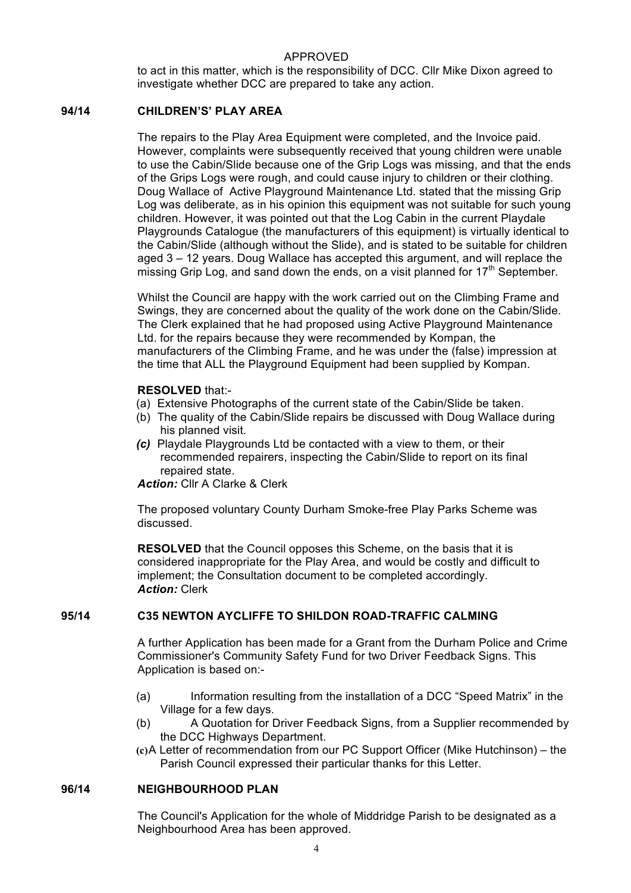APPROVED

to act in this matter, which is the responsibility of DCC. Cllr Mike Dixon agreed to investigate whether DCC are prepared to take any action.

## 94/14 CHILDREN'S' PLAY AREA

The repairs to the Play Area Equipment were completed, and the Invoice paid. However, complaints were subsequently received that young children were unable to use the Cabin/Slide because one of the Grip Logs was missing, and that the ends of the Grips Logs were rough, and could cause injury to children or their clothing. Doug Wallace of Active Playground Maintenance Ltd. stated that the missing Grip Log was deliberate, as in his opinion this equipment was not suitable for such young children. However, it was pointed out that the Log Cabin in the current Playdale Playgrounds Catalogue (the manufacturers of this equipment) is virtually identical to the Cabin/Slide (although without the Slide), and is stated to be suitable for children aged 3 – 12 years. Doug Wallace has accepted this argument, and will replace the missing Grip Log, and sand down the ends, on a visit planned for 17th September.

Whilst the Council are happy with the work carried out on the Climbing Frame and Swings, they are concerned about the quality of the work done on the Cabin/Slide. The Clerk explained that he had proposed using Active Playground Maintenance Ltd. for the repairs because they were recommended by Kompan, the manufacturers of the Climbing Frame, and he was under the (false) impression at the time that ALL the Playground Equipment had been supplied by Kompan.

**RESOLVED** that:-

(a) Extensive Photographs of the current state of the Cabin/Slide be taken.
(b) The quality of the Cabin/Slide repairs be discussed with Doug Wallace during his planned visit.
***(c)*** Playdale Playgrounds Ltd be contacted with a view to them, or their recommended repairers, inspecting the Cabin/Slide to report on its final repaired state.

***Action:*** Cllr A Clarke & Clerk

The proposed voluntary County Durham Smoke-free Play Parks Scheme was discussed.

**RESOLVED** that the Council opposes this Scheme, on the basis that it is considered inappropriate for the Play Area, and would be costly and difficult to implement; the Consultation document to be completed accordingly.
***Action:*** Clerk

## 95/14 C35 NEWTON AYCLIFFE TO SHILDON ROAD-TRAFFIC CALMING

A further Application has been made for a Grant from the Durham Police and Crime Commissioner's Community Safety Fund for two Driver Feedback Signs. This Application is based on:-

(a) Information resulting from the installation of a DCC "Speed Matrix" in the Village for a few days.
(b) A Quotation for Driver Feedback Signs, from a Supplier recommended by the DCC Highways Department.
(c) A Letter of recommendation from our PC Support Officer (Mike Hutchinson) – the Parish Council expressed their particular thanks for this Letter.

## 96/14 NEIGHBOURHOOD PLAN

The Council's Application for the whole of Middridge Parish to be designated as a Neighbourhood Area has been approved.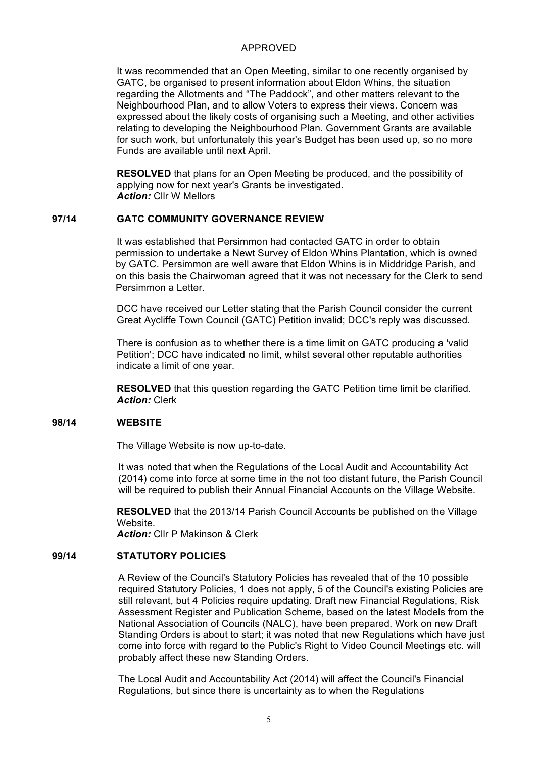APPROVED

It was recommended that an Open Meeting, similar to one recently organised by GATC, be organised to present information about Eldon Whins, the situation regarding the Allotments and "The Paddock", and other matters relevant to the Neighbourhood Plan, and to allow Voters to express their views. Concern was expressed about the likely costs of organising such a Meeting, and other activities relating to developing the Neighbourhood Plan. Government Grants are available for such work, but unfortunately this year's Budget has been used up, so no more Funds are available until next April.

**RESOLVED** that plans for an Open Meeting be produced, and the possibility of applying now for next year's Grants be investigated.
***Action:*** Cllr W Mellors

## 97/14 GATC COMMUNITY GOVERNANCE REVIEW

It was established that Persimmon had contacted GATC in order to obtain permission to undertake a Newt Survey of Eldon Whins Plantation, which is owned by GATC. Persimmon are well aware that Eldon Whins is in Middridge Parish, and on this basis the Chairwoman agreed that it was not necessary for the Clerk to send Persimmon a Letter.

DCC have received our Letter stating that the Parish Council consider the current Great Aycliffe Town Council (GATC) Petition invalid; DCC's reply was discussed.

There is confusion as to whether there is a time limit on GATC producing a 'valid Petition'; DCC have indicated no limit, whilst several other reputable authorities indicate a limit of one year.

**RESOLVED** that this question regarding the GATC Petition time limit be clarified.
***Action:*** Clerk

## 98/14 WEBSITE

The Village Website is now up-to-date.

It was noted that when the Regulations of the Local Audit and Accountability Act (2014) come into force at some time in the not too distant future, the Parish Council will be required to publish their Annual Financial Accounts on the Village Website.

**RESOLVED** that the 2013/14 Parish Council Accounts be published on the Village Website.
***Action:*** Cllr P Makinson & Clerk

## 99/14 STATUTORY POLICIES

A Review of the Council's Statutory Policies has revealed that of the 10 possible required Statutory Policies, 1 does not apply, 5 of the Council's existing Policies are still relevant, but 4 Policies require updating. Draft new Financial Regulations, Risk Assessment Register and Publication Scheme, based on the latest Models from the National Association of Councils (NALC), have been prepared. Work on new Draft Standing Orders is about to start; it was noted that new Regulations which have just come into force with regard to the Public's Right to Video Council Meetings etc. will probably affect these new Standing Orders.

The Local Audit and Accountability Act (2014) will affect the Council's Financial Regulations, but since there is uncertainty as to when the Regulations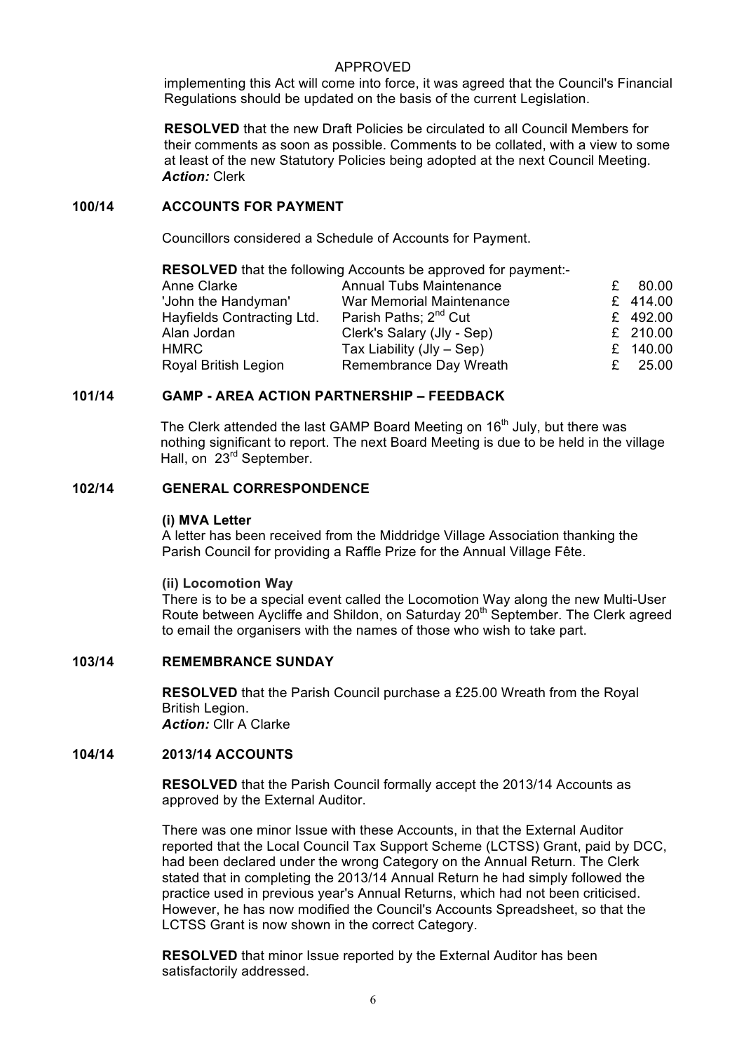APPROVED

implementing this Act will come into force, it was agreed that the Council's Financial Regulations should be updated on the basis of the current Legislation.

**RESOLVED** that the new Draft Policies be circulated to all Council Members for their comments as soon as possible. Comments to be collated, with a view to some at least of the new Statutory Policies being adopted at the next Council Meeting.
***Action:*** Clerk

## 100/14 ACCOUNTS FOR PAYMENT

Councillors considered a Schedule of Accounts for Payment.

**RESOLVED** that the following Accounts be approved for payment:-

| | | |
|---|---|---|
| Anne Clarke | Annual Tubs Maintenance | £ 80.00 |
| 'John the Handyman' | War Memorial Maintenance | £ 414.00 |
| Hayfields Contracting Ltd. | Parish Paths; 2nd Cut | £ 492.00 |
| Alan Jordan | Clerk's Salary (Jly - Sep) | £ 210.00 |
| HMRC | Tax Liability (Jly – Sep) | £ 140.00 |
| Royal British Legion | Remembrance Day Wreath | £ 25.00 |

## 101/14 GAMP - AREA ACTION PARTNERSHIP – FEEDBACK

The Clerk attended the last GAMP Board Meeting on 16th July, but there was nothing significant to report. The next Board Meeting is due to be held in the village Hall, on 23rd September.

## 102/14 GENERAL CORRESPONDENCE

**(i) MVA Letter**
A letter has been received from the Middridge Village Association thanking the Parish Council for providing a Raffle Prize for the Annual Village Fête.

**(ii) Locomotion Way**
There is to be a special event called the Locomotion Way along the new Multi-User Route between Aycliffe and Shildon, on Saturday 20th September. The Clerk agreed to email the organisers with the names of those who wish to take part.

## 103/14 REMEMBRANCE SUNDAY

**RESOLVED** that the Parish Council purchase a £25.00 Wreath from the Royal British Legion.
***Action:*** Cllr A Clarke

## 104/14 2013/14 ACCOUNTS

**RESOLVED** that the Parish Council formally accept the 2013/14 Accounts as approved by the External Auditor.

There was one minor Issue with these Accounts, in that the External Auditor reported that the Local Council Tax Support Scheme (LCTSS) Grant, paid by DCC, had been declared under the wrong Category on the Annual Return. The Clerk stated that in completing the 2013/14 Annual Return he had simply followed the practice used in previous year's Annual Returns, which had not been criticised. However, he has now modified the Council's Accounts Spreadsheet, so that the LCTSS Grant is now shown in the correct Category.

**RESOLVED** that minor Issue reported by the External Auditor has been satisfactorily addressed.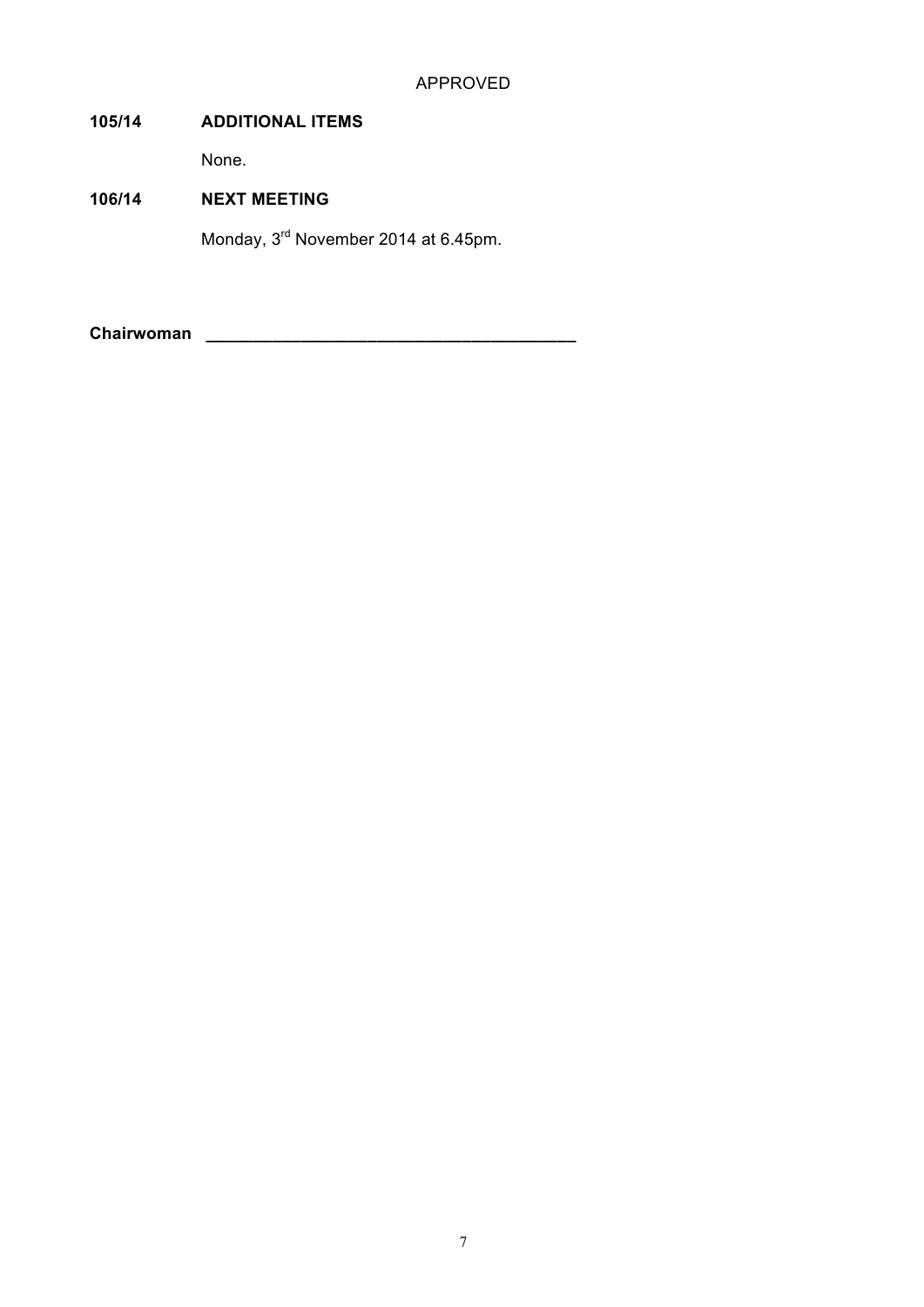APPROVED

**105/14 ADDITIONAL ITEMS**

None.

**106/14 NEXT MEETING**

Monday, 3rd November 2014 at 6.45pm.

**Chairwoman** \_\_\_\_\_\_\_\_\_\_\_\_\_\_\_\_\_\_\_\_\_\_\_\_\_\_\_\_\_\_\_\_\_\_\_\_\_\_\_\_